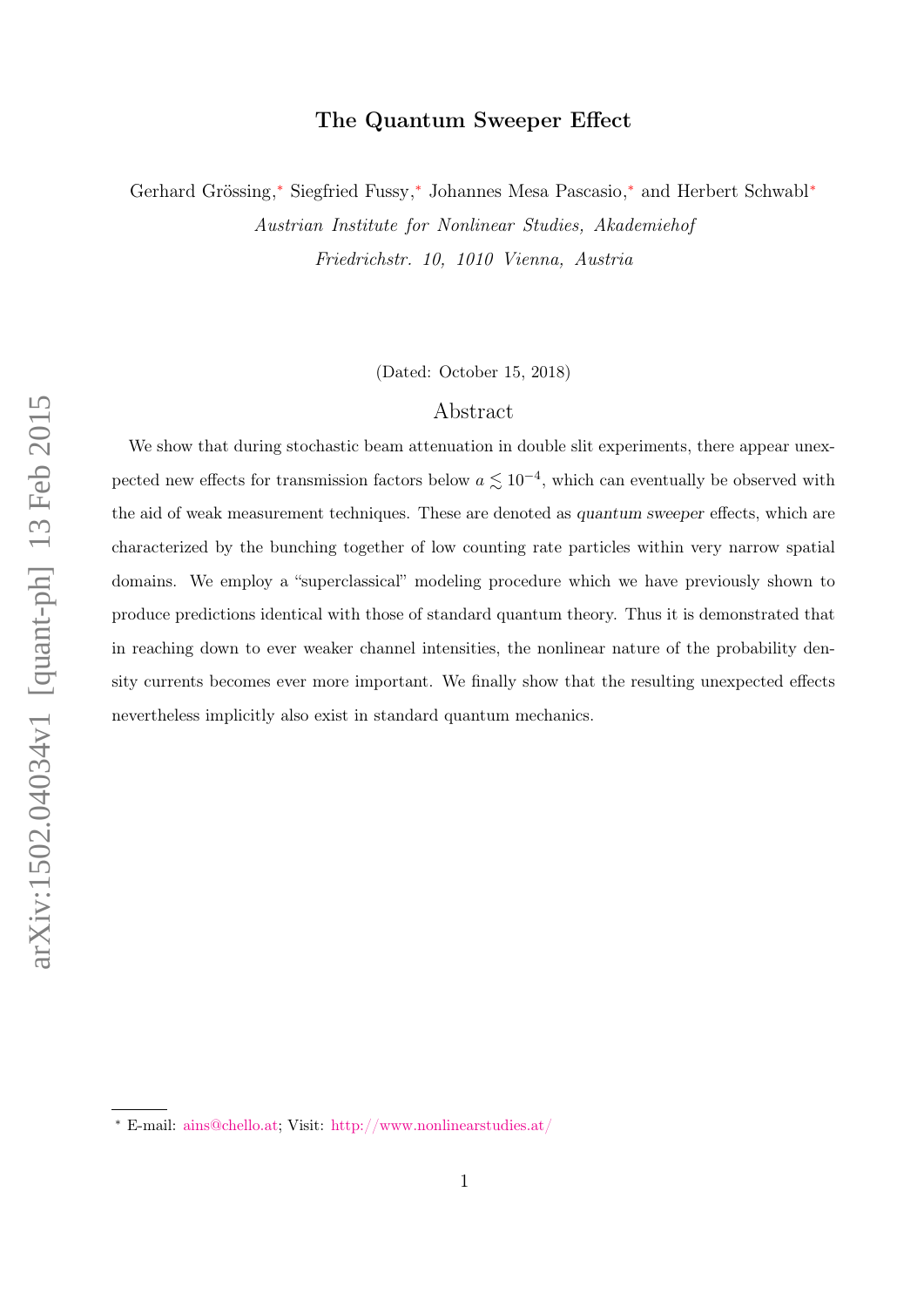# The Quantum Sweeper Effect

Gerhard Grössing,[*] Siegfried Fussy,[*] Johannes Mesa Pascasio,[*] and Herbert Schwabl[*]

*Austrian Institute for Nonlinear Studies, Akademiehof*

*Friedrichstr. 10, 1010 Vienna, Austria*

(Dated: October 15, 2018)

## Abstract

We show that during stochastic beam attenuation in double slit experiments, there appear unexpected new effects for transmission factors below $a \lesssim 10^{-4}$, which can eventually be observed with the aid of weak measurement techniques. These are denoted as *quantum sweeper* effects, which are characterized by the bunching together of low counting rate particles within very narrow spatial domains. We employ a "superclassical" modeling procedure which we have previously shown to produce predictions identical with those of standard quantum theory. Thus it is demonstrated that in reaching down to ever weaker channel intensities, the nonlinear nature of the probability density currents becomes ever more important. We finally show that the resulting unexpected effects nevertheless implicitly also exist in standard quantum mechanics.

---

[*] E-mail: ains@chello.at; Visit: http://www.nonlinearstudies.at/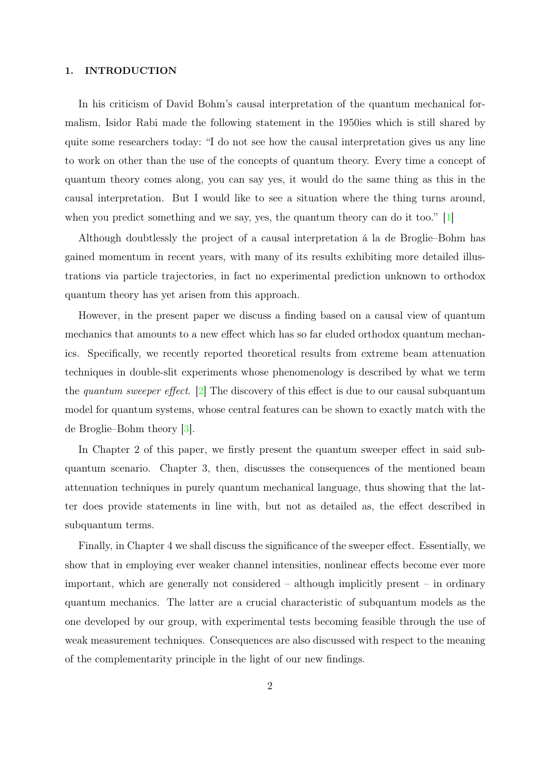## 1. INTRODUCTION

In his criticism of David Bohm's causal interpretation of the quantum mechanical formalism, Isidor Rabi made the following statement in the 1950ies which is still shared by quite some researchers today: "I do not see how the causal interpretation gives us any line to work on other than the use of the concepts of quantum theory. Every time a concept of quantum theory comes along, you can say yes, it would do the same thing as this in the causal interpretation. But I would like to see a situation where the thing turns around, when you predict something and we say, yes, the quantum theory can do it too." [1]

Although doubtlessly the project of a causal interpretation á la de Broglie–Bohm has gained momentum in recent years, with many of its results exhibiting more detailed illustrations via particle trajectories, in fact no experimental prediction unknown to orthodox quantum theory has yet arisen from this approach.

However, in the present paper we discuss a finding based on a causal view of quantum mechanics that amounts to a new effect which has so far eluded orthodox quantum mechanics. Specifically, we recently reported theoretical results from extreme beam attenuation techniques in double-slit experiments whose phenomenology is described by what we term the *quantum sweeper effect*. [2] The discovery of this effect is due to our causal subquantum model for quantum systems, whose central features can be shown to exactly match with the de Broglie–Bohm theory [3].

In Chapter 2 of this paper, we firstly present the quantum sweeper effect in said subquantum scenario. Chapter 3, then, discusses the consequences of the mentioned beam attenuation techniques in purely quantum mechanical language, thus showing that the latter does provide statements in line with, but not as detailed as, the effect described in subquantum terms.

Finally, in Chapter 4 we shall discuss the significance of the sweeper effect. Essentially, we show that in employing ever weaker channel intensities, nonlinear effects become ever more important, which are generally not considered – although implicitly present – in ordinary quantum mechanics. The latter are a crucial characteristic of subquantum models as the one developed by our group, with experimental tests becoming feasible through the use of weak measurement techniques. Consequences are also discussed with respect to the meaning of the complementarity principle in the light of our new findings.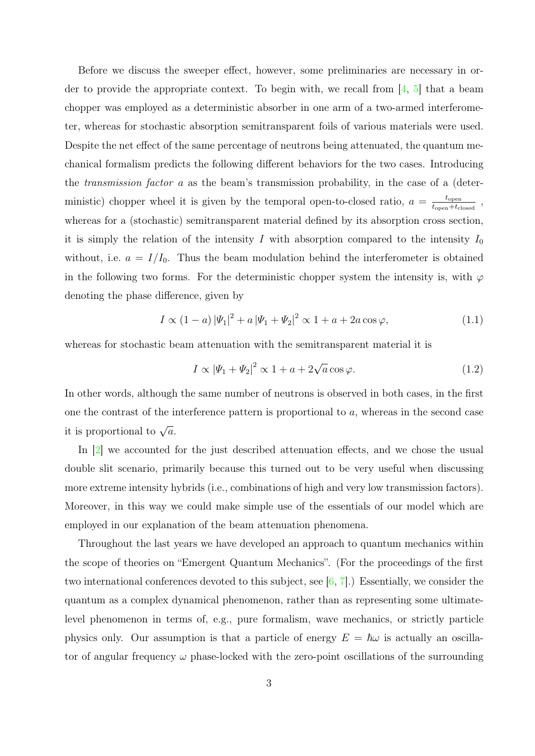Before we discuss the sweeper effect, however, some preliminaries are necessary in order to provide the appropriate context. To begin with, we recall from [4, 5] that a beam chopper was employed as a deterministic absorber in one arm of a two-armed interferometer, whereas for stochastic absorption semitransparent foils of various materials were used. Despite the net effect of the same percentage of neutrons being attenuated, the quantum mechanical formalism predicts the following different behaviors for the two cases. Introducing the *transmission factor* $a$ as the beam's transmission probability, in the case of a (deterministic) chopper wheel it is given by the temporal open-to-closed ratio, $a = \frac{t_{\text{open}}}{t_{\text{open}}+t_{\text{closed}}}$ , whereas for a (stochastic) semitransparent material defined by its absorption cross section, it is simply the relation of the intensity $I$ with absorption compared to the intensity $I_0$ without, i.e. $a = I/I_0$. Thus the beam modulation behind the interferometer is obtained in the following two forms. For the deterministic chopper system the intensity is, with $\varphi$ denoting the phase difference, given by

$$I \propto (1-a)\,|\Psi_1|^2 + a\,|\Psi_1 + \Psi_2|^2 \propto 1 + a + 2a\cos\varphi, \tag{1.1}$$

whereas for stochastic beam attenuation with the semitransparent material it is

$$I \propto |\Psi_1 + \Psi_2|^2 \propto 1 + a + 2\sqrt{a}\cos\varphi. \tag{1.2}$$

In other words, although the same number of neutrons is observed in both cases, in the first one the contrast of the interference pattern is proportional to $a$, whereas in the second case it is proportional to $\sqrt{a}$.

In [2] we accounted for the just described attenuation effects, and we chose the usual double slit scenario, primarily because this turned out to be very useful when discussing more extreme intensity hybrids (i.e., combinations of high and very low transmission factors). Moreover, in this way we could make simple use of the essentials of our model which are employed in our explanation of the beam attenuation phenomena.

Throughout the last years we have developed an approach to quantum mechanics within the scope of theories on "Emergent Quantum Mechanics". (For the proceedings of the first two international conferences devoted to this subject, see [6, 7].) Essentially, we consider the quantum as a complex dynamical phenomenon, rather than as representing some ultimate-level phenomenon in terms of, e.g., pure formalism, wave mechanics, or strictly particle physics only. Our assumption is that a particle of energy $E = \hbar\omega$ is actually an oscillator of angular frequency $\omega$ phase-locked with the zero-point oscillations of the surrounding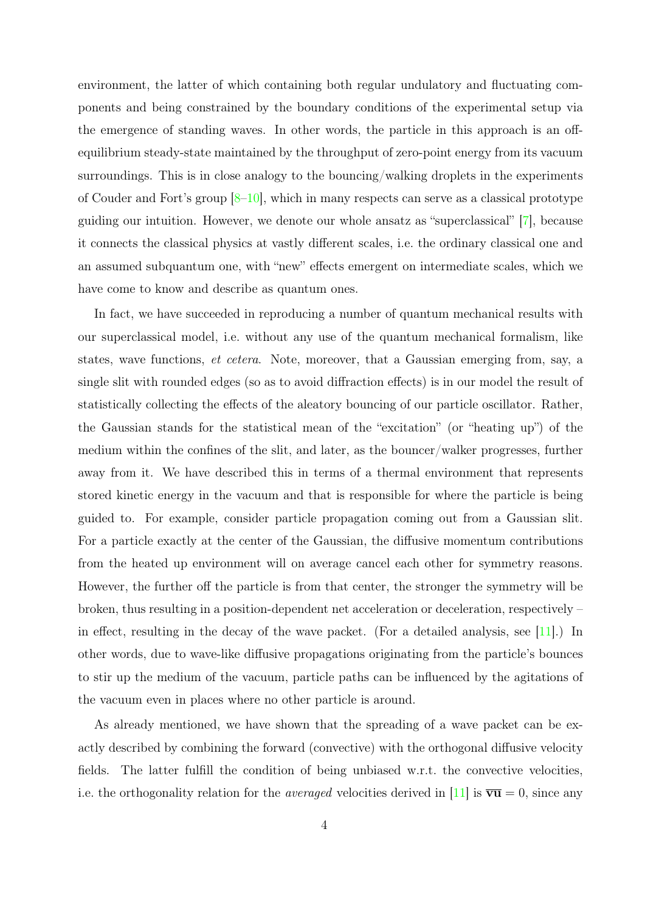environment, the latter of which containing both regular undulatory and fluctuating components and being constrained by the boundary conditions of the experimental setup via the emergence of standing waves. In other words, the particle in this approach is an off-equilibrium steady-state maintained by the throughput of zero-point energy from its vacuum surroundings. This is in close analogy to the bouncing/walking droplets in the experiments of Couder and Fort's group [8–10], which in many respects can serve as a classical prototype guiding our intuition. However, we denote our whole ansatz as "superclassical" [7], because it connects the classical physics at vastly different scales, i.e. the ordinary classical one and an assumed subquantum one, with "new" effects emergent on intermediate scales, which we have come to know and describe as quantum ones.

In fact, we have succeeded in reproducing a number of quantum mechanical results with our superclassical model, i.e. without any use of the quantum mechanical formalism, like states, wave functions, *et cetera*. Note, moreover, that a Gaussian emerging from, say, a single slit with rounded edges (so as to avoid diffraction effects) is in our model the result of statistically collecting the effects of the aleatory bouncing of our particle oscillator. Rather, the Gaussian stands for the statistical mean of the "excitation" (or "heating up") of the medium within the confines of the slit, and later, as the bouncer/walker progresses, further away from it. We have described this in terms of a thermal environment that represents stored kinetic energy in the vacuum and that is responsible for where the particle is being guided to. For example, consider particle propagation coming out from a Gaussian slit. For a particle exactly at the center of the Gaussian, the diffusive momentum contributions from the heated up environment will on average cancel each other for symmetry reasons. However, the further off the particle is from that center, the stronger the symmetry will be broken, thus resulting in a position-dependent net acceleration or deceleration, respectively – in effect, resulting in the decay of the wave packet. (For a detailed analysis, see [11].) In other words, due to wave-like diffusive propagations originating from the particle's bounces to stir up the medium of the vacuum, particle paths can be influenced by the agitations of the vacuum even in places where no other particle is around.

As already mentioned, we have shown that the spreading of a wave packet can be exactly described by combining the forward (convective) with the orthogonal diffusive velocity fields. The latter fulfill the condition of being unbiased w.r.t. the convective velocities, i.e. the orthogonality relation for the *averaged* velocities derived in [11] is $\overline{\mathbf{v}\mathbf{u}} = 0$, since any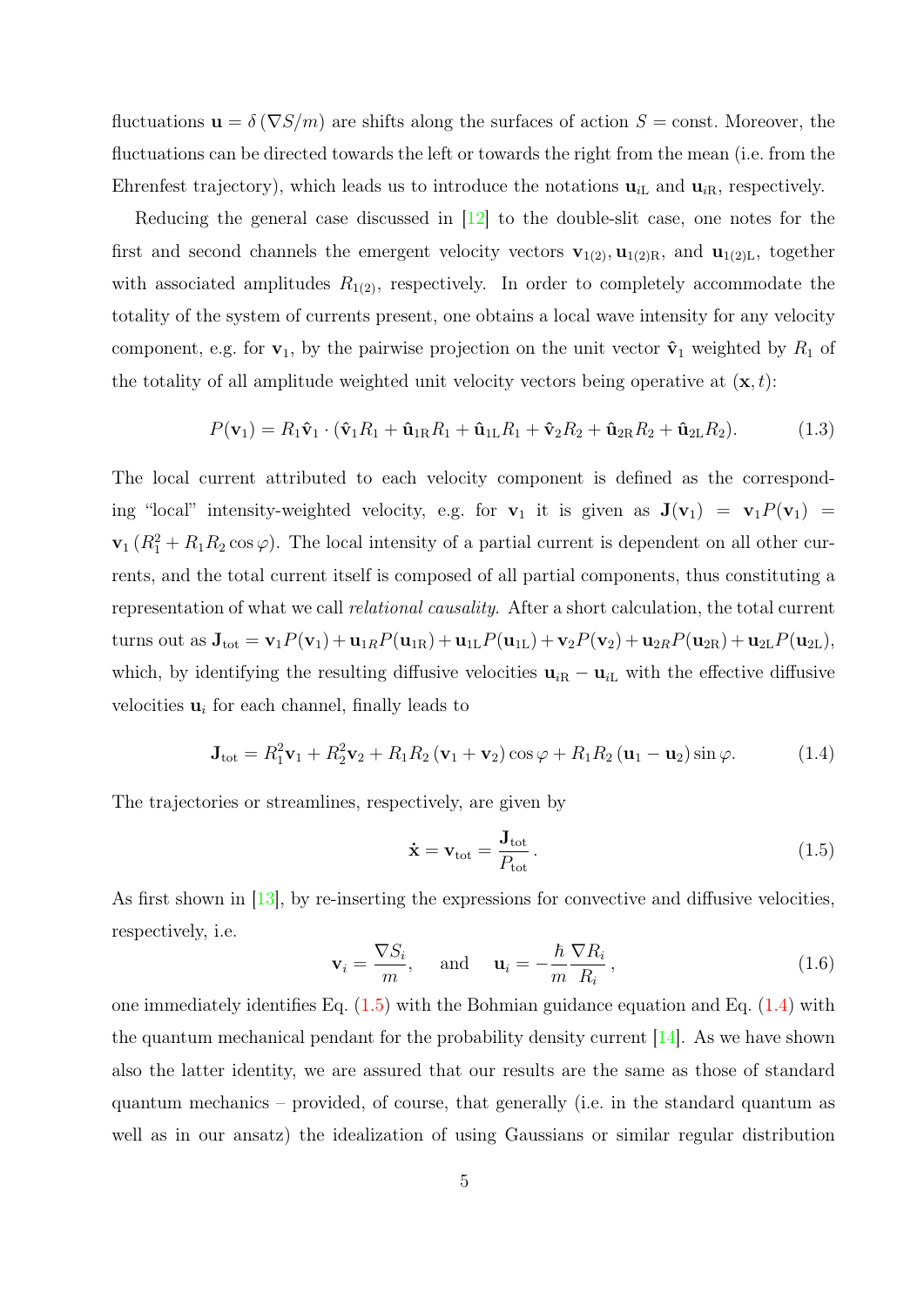fluctuations $\mathbf{u} = \delta\left(\nabla S/m\right)$ are shifts along the surfaces of action $S = \text{const}$. Moreover, the fluctuations can be directed towards the left or towards the right from the mean (i.e. from the Ehrenfest trajectory), which leads us to introduce the notations $\mathbf{u}_{i\mathrm{L}}$ and $\mathbf{u}_{i\mathrm{R}}$, respectively.

Reducing the general case discussed in [12] to the double-slit case, one notes for the first and second channels the emergent velocity vectors $\mathbf{v}_{1(2)}, \mathbf{u}_{1(2)\mathrm{R}}$, and $\mathbf{u}_{1(2)\mathrm{L}}$, together with associated amplitudes $R_{1(2)}$, respectively. In order to completely accommodate the totality of the system of currents present, one obtains a local wave intensity for any velocity component, e.g. for $\mathbf{v}_1$, by the pairwise projection on the unit vector $\hat{\mathbf{v}}_1$ weighted by $R_1$ of the totality of all amplitude weighted unit velocity vectors being operative at $(\mathbf{x}, t)$:

$$P(\mathbf{v}_1) = R_1 \hat{\mathbf{v}}_1 \cdot \left(\hat{\mathbf{v}}_1 R_1 + \hat{\mathbf{u}}_{1\mathrm{R}} R_1 + \hat{\mathbf{u}}_{1\mathrm{L}} R_1 + \hat{\mathbf{v}}_2 R_2 + \hat{\mathbf{u}}_{2\mathrm{R}} R_2 + \hat{\mathbf{u}}_{2\mathrm{L}} R_2\right). \tag{1.3}$$

The local current attributed to each velocity component is defined as the corresponding "local" intensity-weighted velocity, e.g. for $\mathbf{v}_1$ it is given as $\mathbf{J}(\mathbf{v}_1) = \mathbf{v}_1 P(\mathbf{v}_1) = \mathbf{v}_1\left(R_1^2 + R_1 R_2 \cos\varphi\right)$. The local intensity of a partial current is dependent on all other currents, and the total current itself is composed of all partial components, thus constituting a representation of what we call *relational causality*. After a short calculation, the total current turns out as $\mathbf{J}_{\mathrm{tot}} = \mathbf{v}_1 P(\mathbf{v}_1) + \mathbf{u}_{1R} P(\mathbf{u}_{1\mathrm{R}}) + \mathbf{u}_{1\mathrm{L}} P(\mathbf{u}_{1\mathrm{L}}) + \mathbf{v}_2 P(\mathbf{v}_2) + \mathbf{u}_{2R} P(\mathbf{u}_{2\mathrm{R}}) + \mathbf{u}_{2\mathrm{L}} P(\mathbf{u}_{2\mathrm{L}})$, which, by identifying the resulting diffusive velocities $\mathbf{u}_{i\mathrm{R}} - \mathbf{u}_{i\mathrm{L}}$ with the effective diffusive velocities $\mathbf{u}_i$ for each channel, finally leads to

$$\mathbf{J}_{\mathrm{tot}} = R_1^2 \mathbf{v}_1 + R_2^2 \mathbf{v}_2 + R_1 R_2 \left(\mathbf{v}_1 + \mathbf{v}_2\right) \cos\varphi + R_1 R_2 \left(\mathbf{u}_1 - \mathbf{u}_2\right) \sin\varphi. \tag{1.4}$$

The trajectories or streamlines, respectively, are given by

$$\dot{\mathbf{x}} = \mathbf{v}_{\mathrm{tot}} = \frac{\mathbf{J}_{\mathrm{tot}}}{P_{\mathrm{tot}}}\,. \tag{1.5}$$

As first shown in [13], by re-inserting the expressions for convective and diffusive velocities, respectively, i.e.

$$\mathbf{v}_i = \frac{\nabla S_i}{m}, \quad \text{and} \quad \mathbf{u}_i = -\frac{\hbar}{m} \frac{\nabla R_i}{R_i}\,, \tag{1.6}$$

one immediately identifies Eq. (1.5) with the Bohmian guidance equation and Eq. (1.4) with the quantum mechanical pendant for the probability density current [14]. As we have shown also the latter identity, we are assured that our results are the same as those of standard quantum mechanics – provided, of course, that generally (i.e. in the standard quantum as well as in our ansatz) the idealization of using Gaussians or similar regular distribution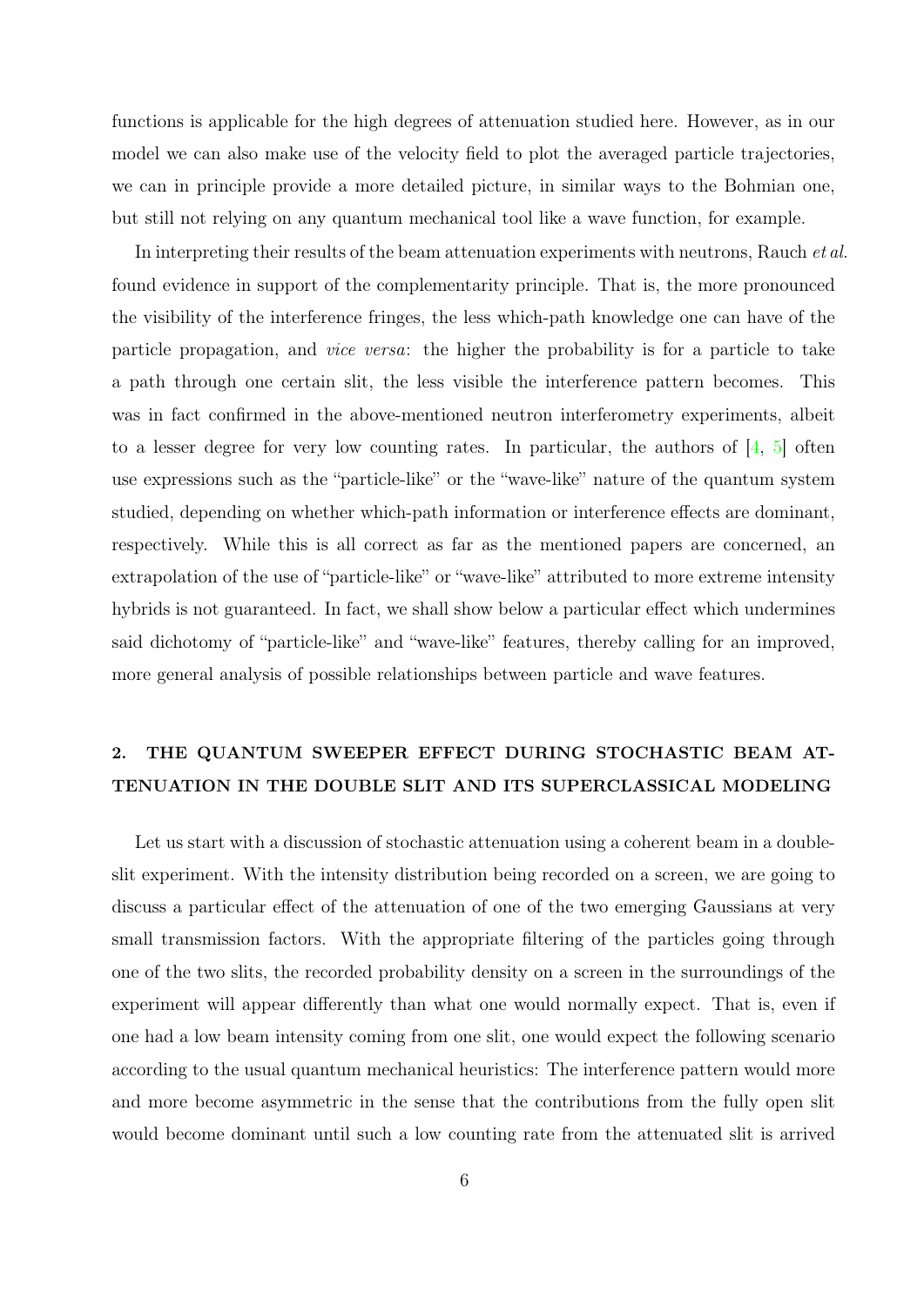functions is applicable for the high degrees of attenuation studied here. However, as in our model we can also make use of the velocity field to plot the averaged particle trajectories, we can in principle provide a more detailed picture, in similar ways to the Bohmian one, but still not relying on any quantum mechanical tool like a wave function, for example.

In interpreting their results of the beam attenuation experiments with neutrons, Rauch *et al.* found evidence in support of the complementarity principle. That is, the more pronounced the visibility of the interference fringes, the less which-path knowledge one can have of the particle propagation, and *vice versa*: the higher the probability is for a particle to take a path through one certain slit, the less visible the interference pattern becomes. This was in fact confirmed in the above-mentioned neutron interferometry experiments, albeit to a lesser degree for very low counting rates. In particular, the authors of [4, 5] often use expressions such as the "particle-like" or the "wave-like" nature of the quantum system studied, depending on whether which-path information or interference effects are dominant, respectively. While this is all correct as far as the mentioned papers are concerned, an extrapolation of the use of "particle-like" or "wave-like" attributed to more extreme intensity hybrids is not guaranteed. In fact, we shall show below a particular effect which undermines said dichotomy of "particle-like" and "wave-like" features, thereby calling for an improved, more general analysis of possible relationships between particle and wave features.

## 2. THE QUANTUM SWEEPER EFFECT DURING STOCHASTIC BEAM ATTENUATION IN THE DOUBLE SLIT AND ITS SUPERCLASSICAL MODELING

Let us start with a discussion of stochastic attenuation using a coherent beam in a double-slit experiment. With the intensity distribution being recorded on a screen, we are going to discuss a particular effect of the attenuation of one of the two emerging Gaussians at very small transmission factors. With the appropriate filtering of the particles going through one of the two slits, the recorded probability density on a screen in the surroundings of the experiment will appear differently than what one would normally expect. That is, even if one had a low beam intensity coming from one slit, one would expect the following scenario according to the usual quantum mechanical heuristics: The interference pattern would more and more become asymmetric in the sense that the contributions from the fully open slit would become dominant until such a low counting rate from the attenuated slit is arrived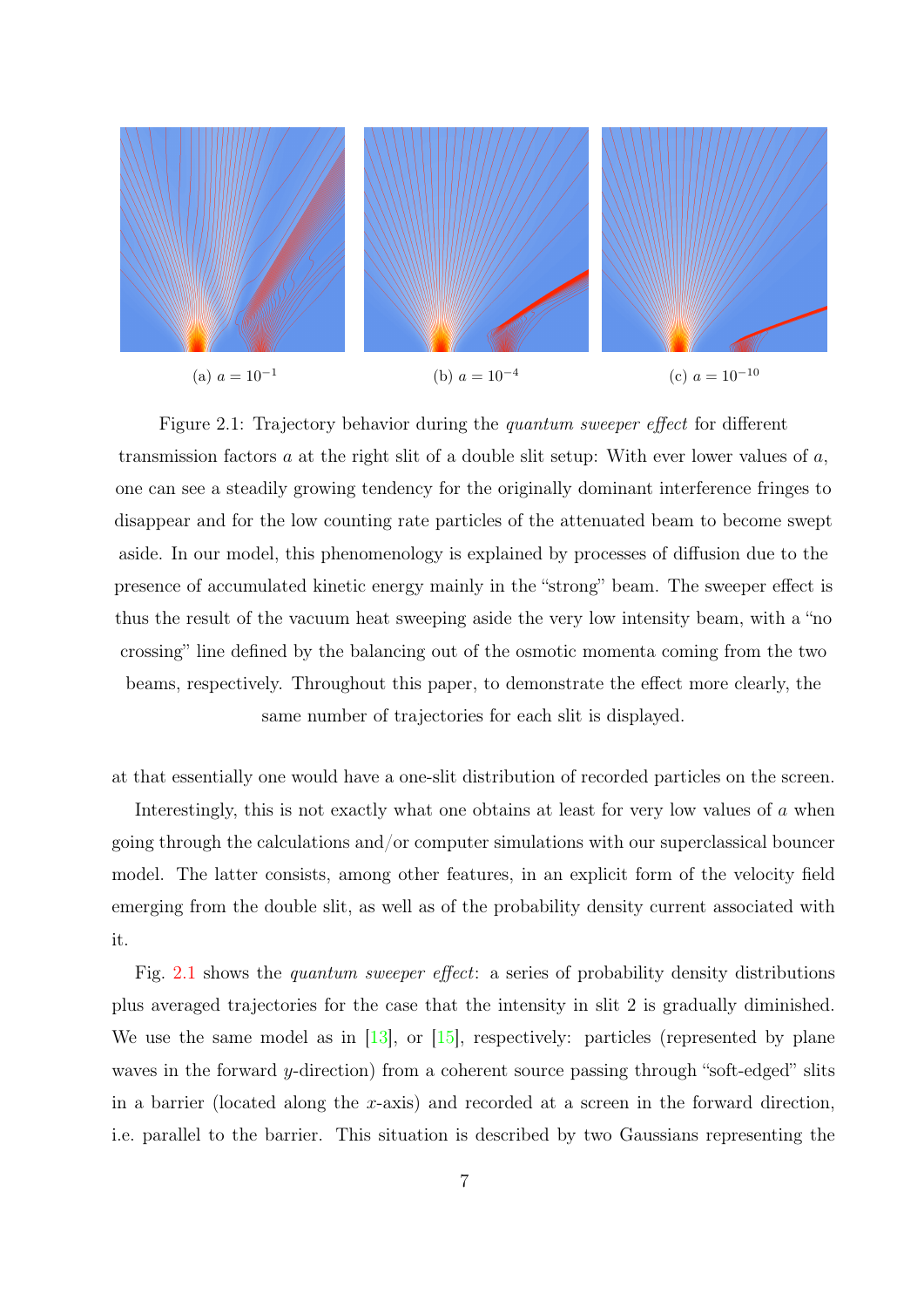(a) $a = 10^{-1}$

(b) $a = 10^{-4}$

(c) $a = 10^{-10}$

Figure 2.1: Trajectory behavior during the *quantum sweeper effect* for different transmission factors $a$ at the right slit of a double slit setup: With ever lower values of $a$, one can see a steadily growing tendency for the originally dominant interference fringes to disappear and for the low counting rate particles of the attenuated beam to become swept aside. In our model, this phenomenology is explained by processes of diffusion due to the presence of accumulated kinetic energy mainly in the "strong" beam. The sweeper effect is thus the result of the vacuum heat sweeping aside the very low intensity beam, with a "no crossing" line defined by the balancing out of the osmotic momenta coming from the two beams, respectively. Throughout this paper, to demonstrate the effect more clearly, the same number of trajectories for each slit is displayed.

at that essentially one would have a one-slit distribution of recorded particles on the screen.

Interestingly, this is not exactly what one obtains at least for very low values of $a$ when going through the calculations and/or computer simulations with our superclassical bouncer model. The latter consists, among other features, in an explicit form of the velocity field emerging from the double slit, as well as of the probability density current associated with it.

Fig. 2.1 shows the *quantum sweeper effect*: a series of probability density distributions plus averaged trajectories for the case that the intensity in slit 2 is gradually diminished. We use the same model as in [13], or [15], respectively: particles (represented by plane waves in the forward $y$-direction) from a coherent source passing through "soft-edged" slits in a barrier (located along the $x$-axis) and recorded at a screen in the forward direction, i.e. parallel to the barrier. This situation is described by two Gaussians representing the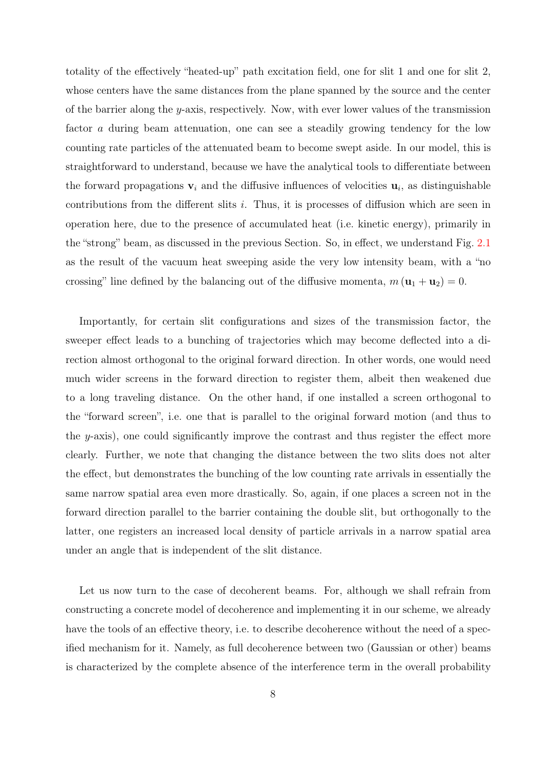totality of the effectively "heated-up" path excitation field, one for slit 1 and one for slit 2, whose centers have the same distances from the plane spanned by the source and the center of the barrier along the $y$-axis, respectively. Now, with ever lower values of the transmission factor $a$ during beam attenuation, one can see a steadily growing tendency for the low counting rate particles of the attenuated beam to become swept aside. In our model, this is straightforward to understand, because we have the analytical tools to differentiate between the forward propagations $\mathbf{v}_i$ and the diffusive influences of velocities $\mathbf{u}_i$, as distinguishable contributions from the different slits $i$. Thus, it is processes of diffusion which are seen in operation here, due to the presence of accumulated heat (i.e. kinetic energy), primarily in the "strong" beam, as discussed in the previous Section. So, in effect, we understand Fig. 2.1 as the result of the vacuum heat sweeping aside the very low intensity beam, with a "no crossing" line defined by the balancing out of the diffusive momenta, $m\,(\mathbf{u}_1 + \mathbf{u}_2) = 0$.

Importantly, for certain slit configurations and sizes of the transmission factor, the sweeper effect leads to a bunching of trajectories which may become deflected into a direction almost orthogonal to the original forward direction. In other words, one would need much wider screens in the forward direction to register them, albeit then weakened due to a long traveling distance. On the other hand, if one installed a screen orthogonal to the "forward screen", i.e. one that is parallel to the original forward motion (and thus to the $y$-axis), one could significantly improve the contrast and thus register the effect more clearly. Further, we note that changing the distance between the two slits does not alter the effect, but demonstrates the bunching of the low counting rate arrivals in essentially the same narrow spatial area even more drastically. So, again, if one places a screen not in the forward direction parallel to the barrier containing the double slit, but orthogonally to the latter, one registers an increased local density of particle arrivals in a narrow spatial area under an angle that is independent of the slit distance.

Let us now turn to the case of decoherent beams. For, although we shall refrain from constructing a concrete model of decoherence and implementing it in our scheme, we already have the tools of an effective theory, i.e. to describe decoherence without the need of a specified mechanism for it. Namely, as full decoherence between two (Gaussian or other) beams is characterized by the complete absence of the interference term in the overall probability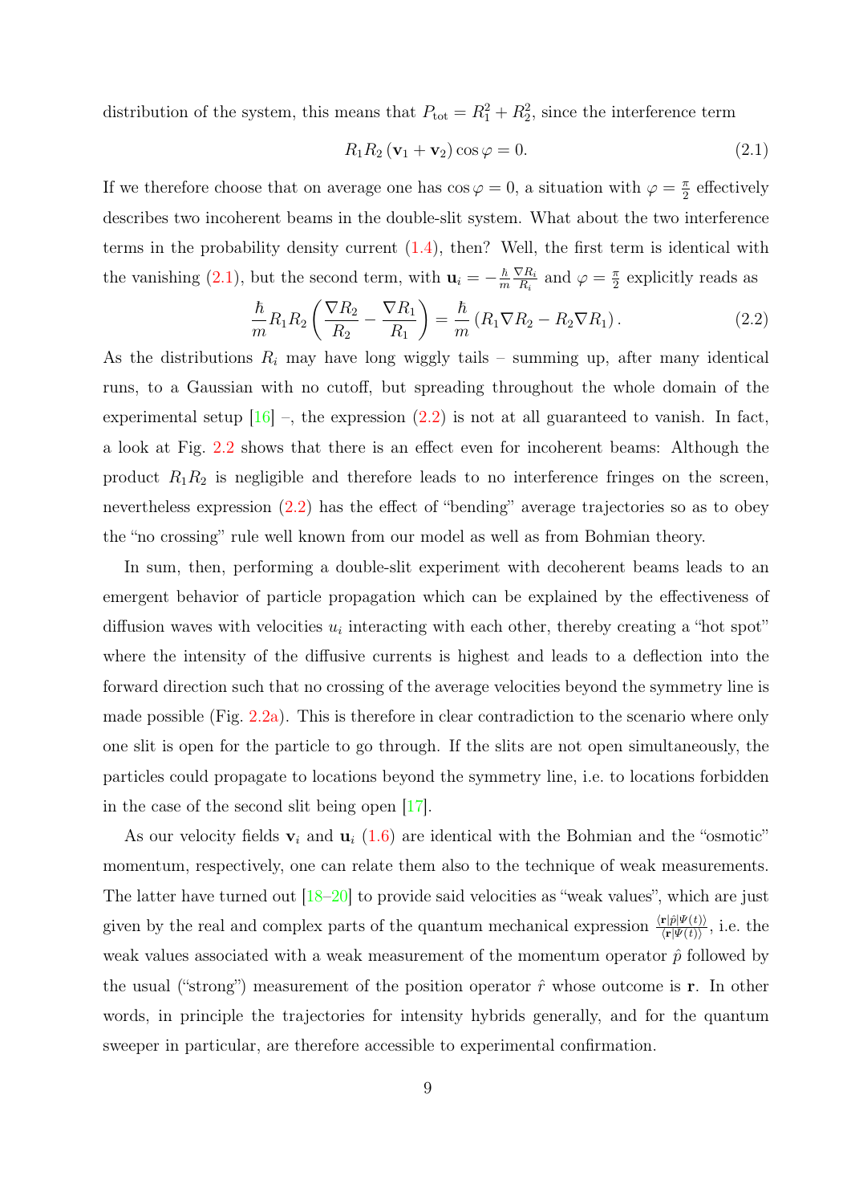distribution of the system, this means that $P_{\text{tot}} = R_1^2 + R_2^2$, since the interference term

$$R_1 R_2 \left(\mathbf{v}_1 + \mathbf{v}_2\right) \cos\varphi = 0. \tag{2.1}$$

If we therefore choose that on average one has $\cos\varphi = 0$, a situation with $\varphi = \frac{\pi}{2}$ effectively describes two incoherent beams in the double-slit system. What about the two interference terms in the probability density current (1.4), then? Well, the first term is identical with the vanishing (2.1), but the second term, with $\mathbf{u}_i = -\frac{\hbar}{m}\frac{\nabla R_i}{R_i}$ and $\varphi = \frac{\pi}{2}$ explicitly reads as

$$\frac{\hbar}{m} R_1 R_2 \left(\frac{\nabla R_2}{R_2} - \frac{\nabla R_1}{R_1}\right) = \frac{\hbar}{m}\left(R_1 \nabla R_2 - R_2 \nabla R_1\right). \tag{2.2}$$

As the distributions $R_i$ may have long wiggly tails – summing up, after many identical runs, to a Gaussian with no cutoff, but spreading throughout the whole domain of the experimental setup [16] –, the expression (2.2) is not at all guaranteed to vanish. In fact, a look at Fig. 2.2 shows that there is an effect even for incoherent beams: Although the product $R_1 R_2$ is negligible and therefore leads to no interference fringes on the screen, nevertheless expression (2.2) has the effect of "bending" average trajectories so as to obey the "no crossing" rule well known from our model as well as from Bohmian theory.

In sum, then, performing a double-slit experiment with decoherent beams leads to an emergent behavior of particle propagation which can be explained by the effectiveness of diffusion waves with velocities $u_i$ interacting with each other, thereby creating a "hot spot" where the intensity of the diffusive currents is highest and leads to a deflection into the forward direction such that no crossing of the average velocities beyond the symmetry line is made possible (Fig. 2.2a). This is therefore in clear contradiction to the scenario where only one slit is open for the particle to go through. If the slits are not open simultaneously, the particles could propagate to locations beyond the symmetry line, i.e. to locations forbidden in the case of the second slit being open [17].

As our velocity fields $\mathbf{v}_i$ and $\mathbf{u}_i$ (1.6) are identical with the Bohmian and the "osmotic" momentum, respectively, one can relate them also to the technique of weak measurements. The latter have turned out [18–20] to provide said velocities as "weak values", which are just given by the real and complex parts of the quantum mechanical expression $\frac{\langle \mathbf{r}|\hat{p}|\Psi(t)\rangle}{\langle \mathbf{r}|\Psi(t)\rangle}$, i.e. the weak values associated with a weak measurement of the momentum operator $\hat{p}$ followed by the usual ("strong") measurement of the position operator $\hat{r}$ whose outcome is $\mathbf{r}$. In other words, in principle the trajectories for intensity hybrids generally, and for the quantum sweeper in particular, are therefore accessible to experimental confirmation.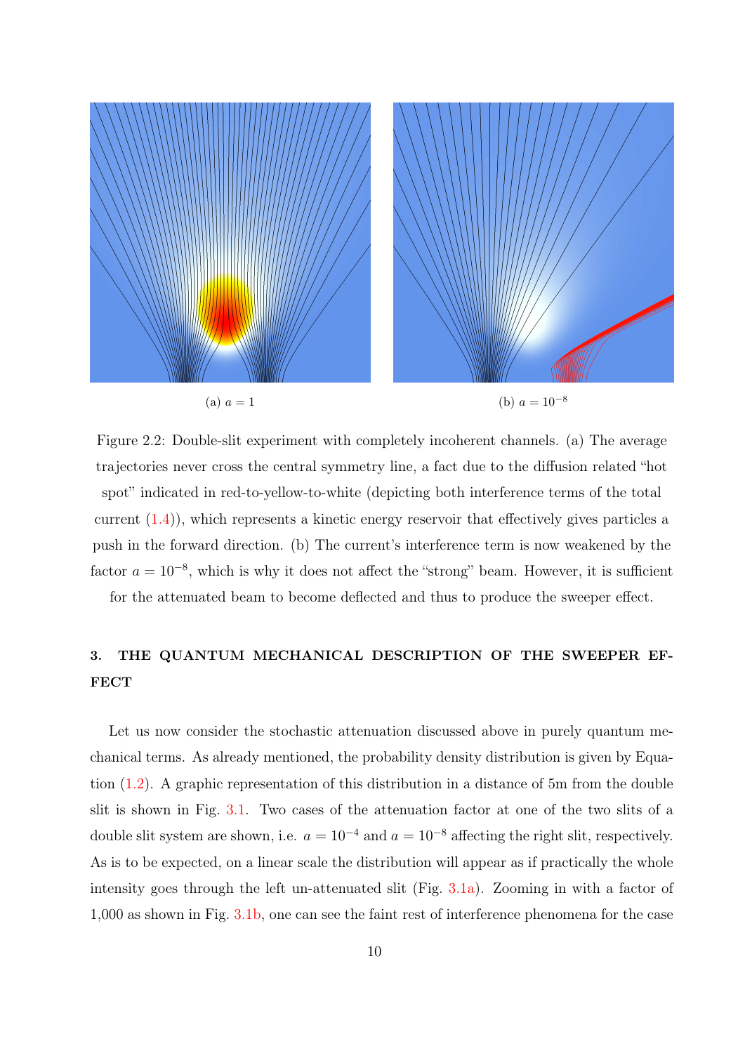(a) $a = 1$

(b) $a = 10^{-8}$

Figure 2.2: Double-slit experiment with completely incoherent channels. (a) The average trajectories never cross the central symmetry line, a fact due to the diffusion related "hot spot" indicated in red-to-yellow-to-white (depicting both interference terms of the total current (1.4)), which represents a kinetic energy reservoir that effectively gives particles a push in the forward direction. (b) The current's interference term is now weakened by the factor $a = 10^{-8}$, which is why it does not affect the "strong" beam. However, it is sufficient for the attenuated beam to become deflected and thus to produce the sweeper effect.

## 3. THE QUANTUM MECHANICAL DESCRIPTION OF THE SWEEPER EFFECT

Let us now consider the stochastic attenuation discussed above in purely quantum mechanical terms. As already mentioned, the probability density distribution is given by Equation (1.2). A graphic representation of this distribution in a distance of 5m from the double slit is shown in Fig. 3.1. Two cases of the attenuation factor at one of the two slits of a double slit system are shown, i.e. $a = 10^{-4}$ and $a = 10^{-8}$ affecting the right slit, respectively. As is to be expected, on a linear scale the distribution will appear as if practically the whole intensity goes through the left un-attenuated slit (Fig. 3.1a). Zooming in with a factor of 1,000 as shown in Fig. 3.1b, one can see the faint rest of interference phenomena for the case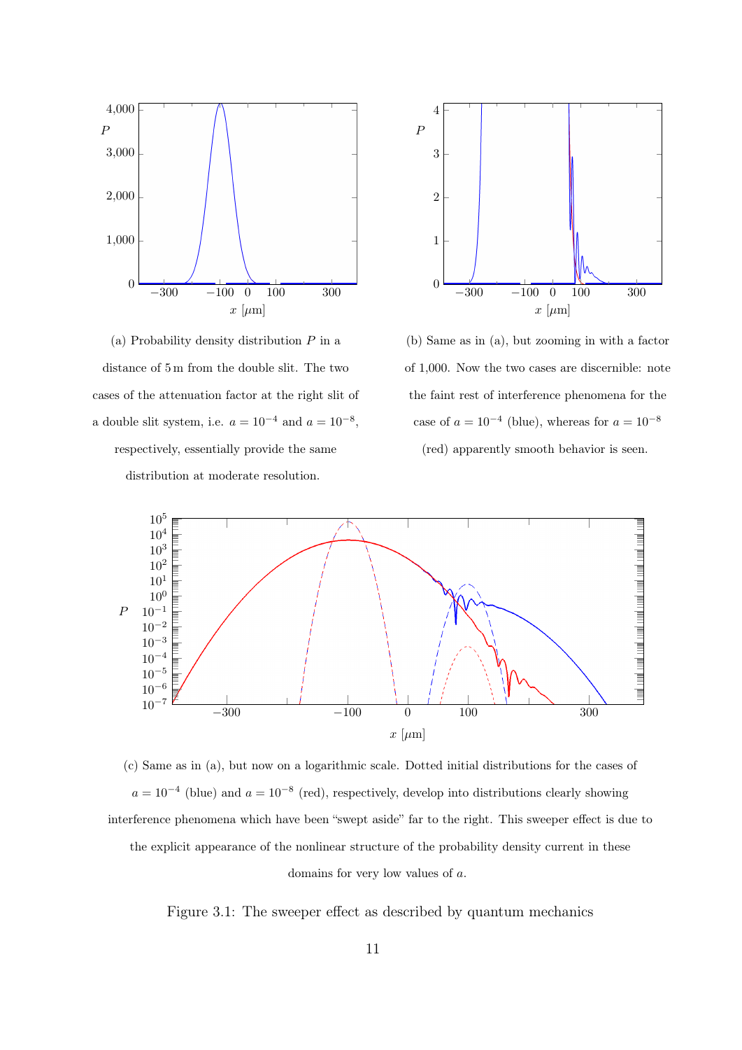(a) Probability density distribution $P$ in a distance of 5 m from the double slit. The two cases of the attenuation factor at the right slit of a double slit system, i.e. $a = 10^{-4}$ and $a = 10^{-8}$, respectively, essentially provide the same distribution at moderate resolution.

(b) Same as in (a), but zooming in with a factor of 1,000. Now the two cases are discernible: note the faint rest of interference phenomena for the case of $a = 10^{-4}$ (blue), whereas for $a = 10^{-8}$ (red) apparently smooth behavior is seen.

(c) Same as in (a), but now on a logarithmic scale. Dotted initial distributions for the cases of $a = 10^{-4}$ (blue) and $a = 10^{-8}$ (red), respectively, develop into distributions clearly showing interference phenomena which have been "swept aside" far to the right. This sweeper effect is due to the explicit appearance of the nonlinear structure of the probability density current in these domains for very low values of $a$.

Figure 3.1: The sweeper effect as described by quantum mechanics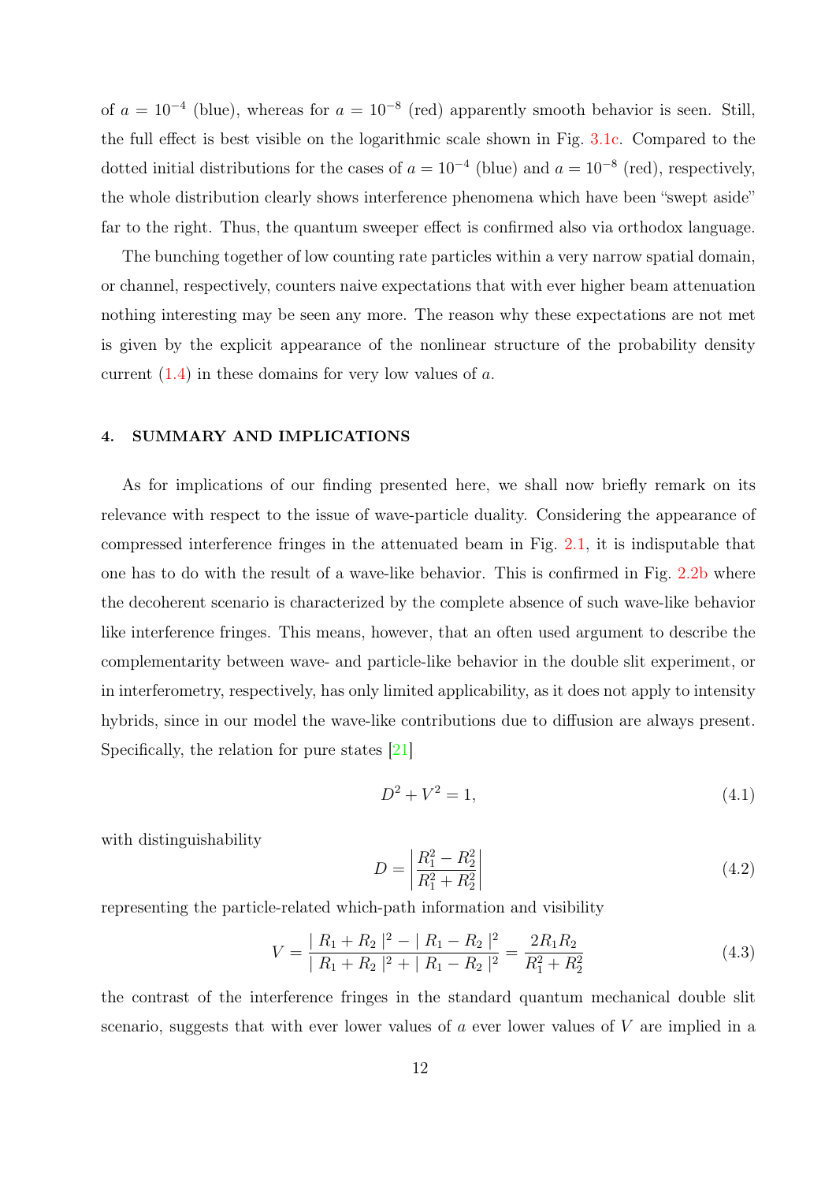of $a = 10^{-4}$ (blue), whereas for $a = 10^{-8}$ (red) apparently smooth behavior is seen. Still, the full effect is best visible on the logarithmic scale shown in Fig. 3.1c. Compared to the dotted initial distributions for the cases of $a = 10^{-4}$ (blue) and $a = 10^{-8}$ (red), respectively, the whole distribution clearly shows interference phenomena which have been "swept aside" far to the right. Thus, the quantum sweeper effect is confirmed also via orthodox language.

The bunching together of low counting rate particles within a very narrow spatial domain, or channel, respectively, counters naive expectations that with ever higher beam attenuation nothing interesting may be seen any more. The reason why these expectations are not met is given by the explicit appearance of the nonlinear structure of the probability density current (1.4) in these domains for very low values of $a$.

## 4. SUMMARY AND IMPLICATIONS

As for implications of our finding presented here, we shall now briefly remark on its relevance with respect to the issue of wave-particle duality. Considering the appearance of compressed interference fringes in the attenuated beam in Fig. 2.1, it is indisputable that one has to do with the result of a wave-like behavior. This is confirmed in Fig. 2.2b where the decoherent scenario is characterized by the complete absence of such wave-like behavior like interference fringes. This means, however, that an often used argument to describe the complementarity between wave- and particle-like behavior in the double slit experiment, or in interferometry, respectively, has only limited applicability, as it does not apply to intensity hybrids, since in our model the wave-like contributions due to diffusion are always present. Specifically, the relation for pure states [21]

$$D^2 + V^2 = 1, \tag{4.1}$$

with distinguishability

$$D = \left| \frac{R_1^2 - R_2^2}{R_1^2 + R_2^2} \right| \tag{4.2}$$

representing the particle-related which-path information and visibility

$$V = \frac{| R_1 + R_2 |^2 - | R_1 - R_2 |^2}{| R_1 + R_2 |^2 + | R_1 - R_2 |^2} = \frac{2R_1 R_2}{R_1^2 + R_2^2} \tag{4.3}$$

the contrast of the interference fringes in the standard quantum mechanical double slit scenario, suggests that with ever lower values of $a$ ever lower values of $V$ are implied in a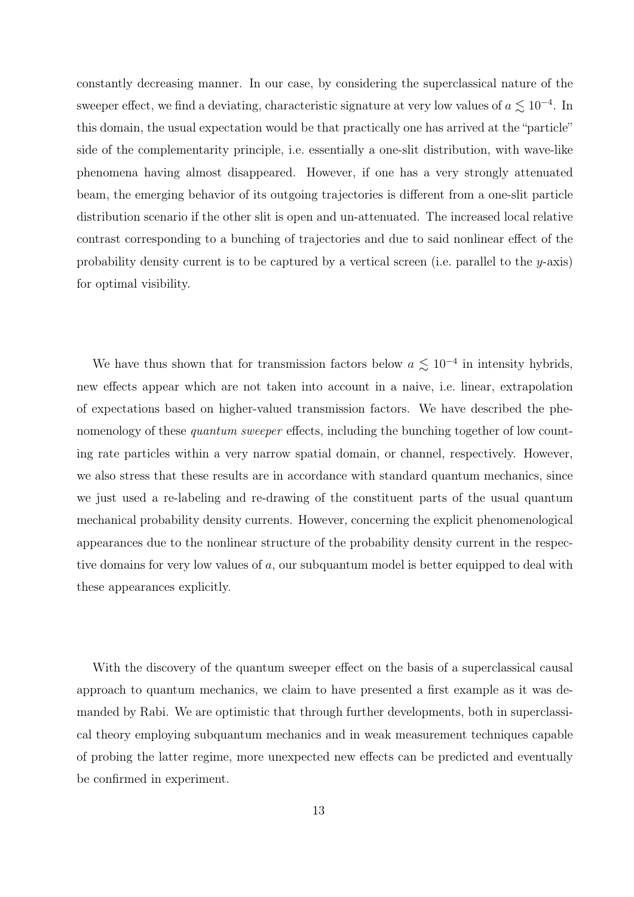constantly decreasing manner. In our case, by considering the superclassical nature of the sweeper effect, we find a deviating, characteristic signature at very low values of $a \lesssim 10^{-4}$. In this domain, the usual expectation would be that practically one has arrived at the "particle" side of the complementarity principle, i.e. essentially a one-slit distribution, with wave-like phenomena having almost disappeared. However, if one has a very strongly attenuated beam, the emerging behavior of its outgoing trajectories is different from a one-slit particle distribution scenario if the other slit is open and un-attenuated. The increased local relative contrast corresponding to a bunching of trajectories and due to said nonlinear effect of the probability density current is to be captured by a vertical screen (i.e. parallel to the $y$-axis) for optimal visibility.

We have thus shown that for transmission factors below $a \lesssim 10^{-4}$ in intensity hybrids, new effects appear which are not taken into account in a naive, i.e. linear, extrapolation of expectations based on higher-valued transmission factors. We have described the phenomenology of these *quantum sweeper* effects, including the bunching together of low counting rate particles within a very narrow spatial domain, or channel, respectively. However, we also stress that these results are in accordance with standard quantum mechanics, since we just used a re-labeling and re-drawing of the constituent parts of the usual quantum mechanical probability density currents. However, concerning the explicit phenomenological appearances due to the nonlinear structure of the probability density current in the respective domains for very low values of $a$, our subquantum model is better equipped to deal with these appearances explicitly.

With the discovery of the quantum sweeper effect on the basis of a superclassical causal approach to quantum mechanics, we claim to have presented a first example as it was demanded by Rabi. We are optimistic that through further developments, both in superclassical theory employing subquantum mechanics and in weak measurement techniques capable of probing the latter regime, more unexpected new effects can be predicted and eventually be confirmed in experiment.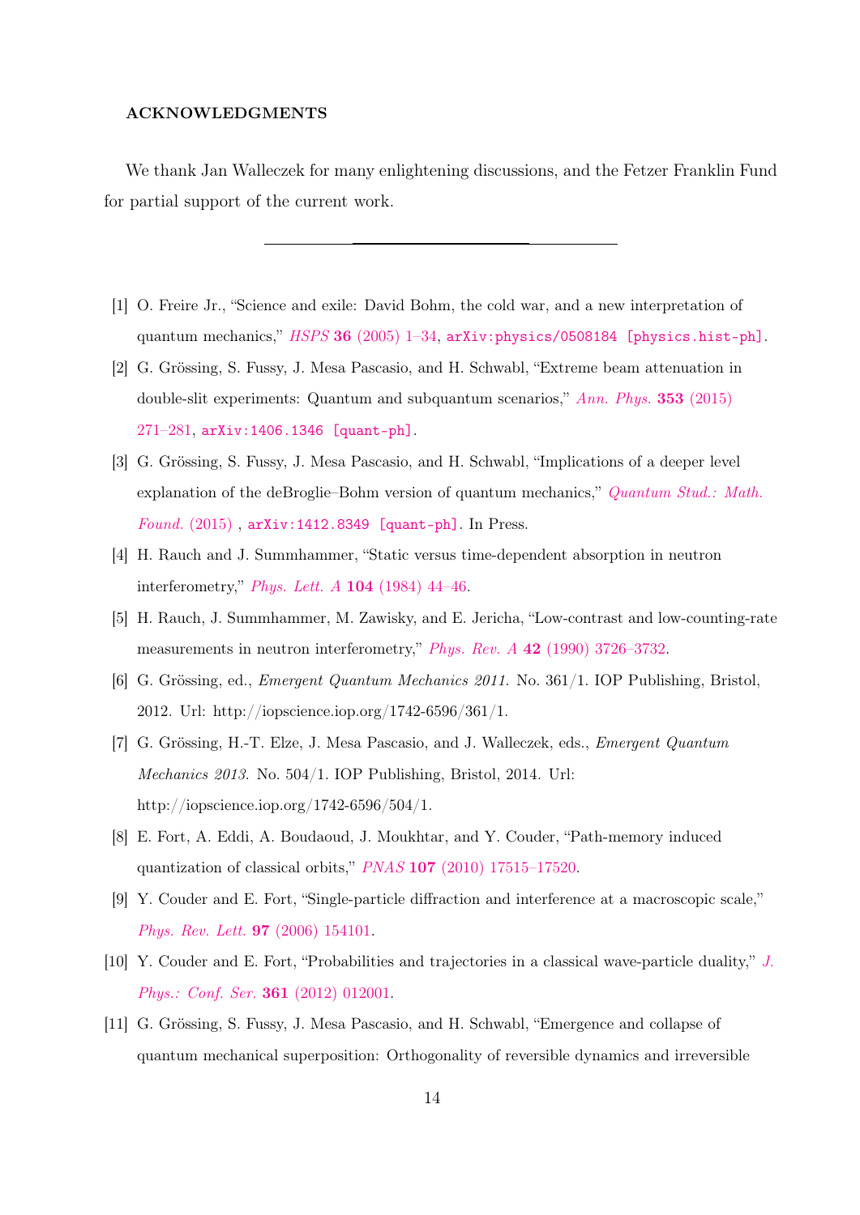## ACKNOWLEDGMENTS

We thank Jan Walleczek for many enlightening discussions, and the Fetzer Franklin Fund for partial support of the current work.

---

[1] O. Freire Jr., "Science and exile: David Bohm, the cold war, and a new interpretation of quantum mechanics," *HSPS* **36** (2005) 1–34, arXiv:physics/0508184 [physics.hist-ph].

[2] G. Grössing, S. Fussy, J. Mesa Pascasio, and H. Schwabl, "Extreme beam attenuation in double-slit experiments: Quantum and subquantum scenarios," *Ann. Phys.* **353** (2015) 271–281, arXiv:1406.1346 [quant-ph].

[3] G. Grössing, S. Fussy, J. Mesa Pascasio, and H. Schwabl, "Implications of a deeper level explanation of the deBroglie–Bohm version of quantum mechanics," *Quantum Stud.: Math. Found.* (2015) , arXiv:1412.8349 [quant-ph]. In Press.

[4] H. Rauch and J. Summhammer, "Static versus time-dependent absorption in neutron interferometry," *Phys. Lett. A* **104** (1984) 44–46.

[5] H. Rauch, J. Summhammer, M. Zawisky, and E. Jericha, "Low-contrast and low-counting-rate measurements in neutron interferometry," *Phys. Rev. A* **42** (1990) 3726–3732.

[6] G. Grössing, ed., *Emergent Quantum Mechanics 2011*. No. 361/1. IOP Publishing, Bristol, 2012. Url: http://iopscience.iop.org/1742-6596/361/1.

[7] G. Grössing, H.-T. Elze, J. Mesa Pascasio, and J. Walleczek, eds., *Emergent Quantum Mechanics 2013*. No. 504/1. IOP Publishing, Bristol, 2014. Url: http://iopscience.iop.org/1742-6596/504/1.

[8] E. Fort, A. Eddi, A. Boudaoud, J. Moukhtar, and Y. Couder, "Path-memory induced quantization of classical orbits," *PNAS* **107** (2010) 17515–17520.

[9] Y. Couder and E. Fort, "Single-particle diffraction and interference at a macroscopic scale," *Phys. Rev. Lett.* **97** (2006) 154101.

[10] Y. Couder and E. Fort, "Probabilities and trajectories in a classical wave-particle duality," *J. Phys.: Conf. Ser.* **361** (2012) 012001.

[11] G. Grössing, S. Fussy, J. Mesa Pascasio, and H. Schwabl, "Emergence and collapse of quantum mechanical superposition: Orthogonality of reversible dynamics and irreversible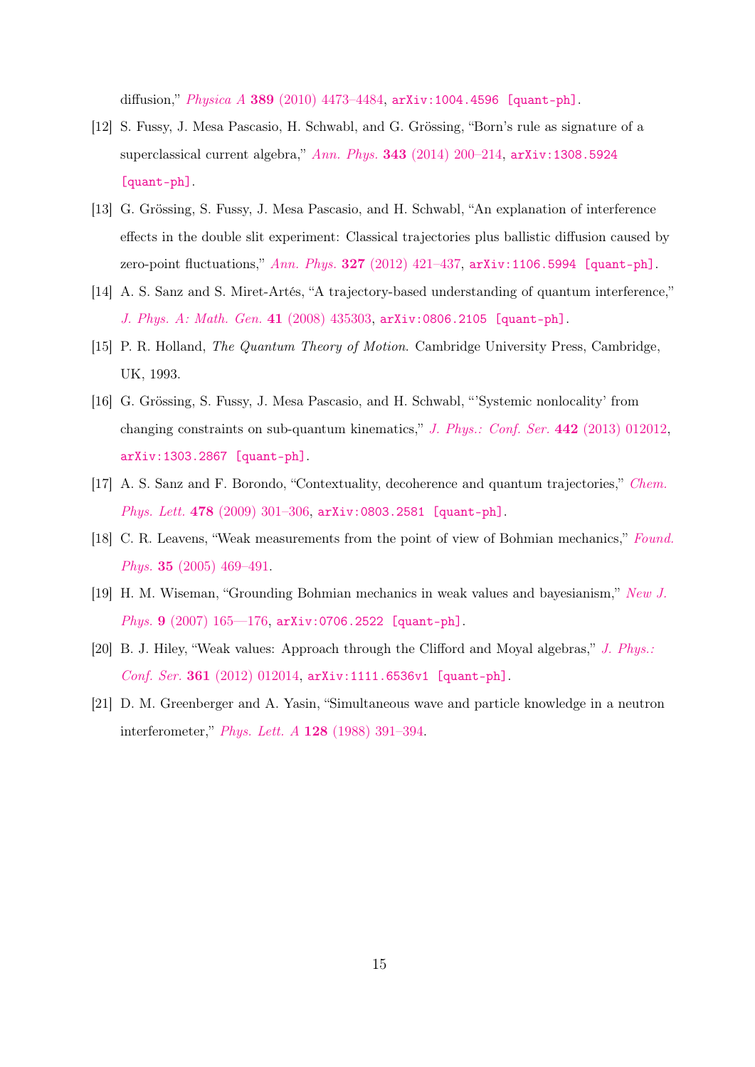diffusion," *Physica A* **389** (2010) 4473–4484, arXiv:1004.4596 [quant-ph].

[12] S. Fussy, J. Mesa Pascasio, H. Schwabl, and G. Grössing, "Born's rule as signature of a superclassical current algebra," *Ann. Phys.* **343** (2014) 200–214, arXiv:1308.5924 [quant-ph].

[13] G. Grössing, S. Fussy, J. Mesa Pascasio, and H. Schwabl, "An explanation of interference effects in the double slit experiment: Classical trajectories plus ballistic diffusion caused by zero-point fluctuations," *Ann. Phys.* **327** (2012) 421–437, arXiv:1106.5994 [quant-ph].

[14] A. S. Sanz and S. Miret-Artés, "A trajectory-based understanding of quantum interference," *J. Phys. A: Math. Gen.* **41** (2008) 435303, arXiv:0806.2105 [quant-ph].

[15] P. R. Holland, *The Quantum Theory of Motion*. Cambridge University Press, Cambridge, UK, 1993.

[16] G. Grössing, S. Fussy, J. Mesa Pascasio, and H. Schwabl, "'Systemic nonlocality' from changing constraints on sub-quantum kinematics," *J. Phys.: Conf. Ser.* **442** (2013) 012012, arXiv:1303.2867 [quant-ph].

[17] A. S. Sanz and F. Borondo, "Contextuality, decoherence and quantum trajectories," *Chem. Phys. Lett.* **478** (2009) 301–306, arXiv:0803.2581 [quant-ph].

[18] C. R. Leavens, "Weak measurements from the point of view of Bohmian mechanics," *Found. Phys.* **35** (2005) 469–491.

[19] H. M. Wiseman, "Grounding Bohmian mechanics in weak values and bayesianism," *New J. Phys.* **9** (2007) 165—176, arXiv:0706.2522 [quant-ph].

[20] B. J. Hiley, "Weak values: Approach through the Clifford and Moyal algebras," *J. Phys.: Conf. Ser.* **361** (2012) 012014, arXiv:1111.6536v1 [quant-ph].

[21] D. M. Greenberger and A. Yasin, "Simultaneous wave and particle knowledge in a neutron interferometer," *Phys. Lett. A* **128** (1988) 391–394.